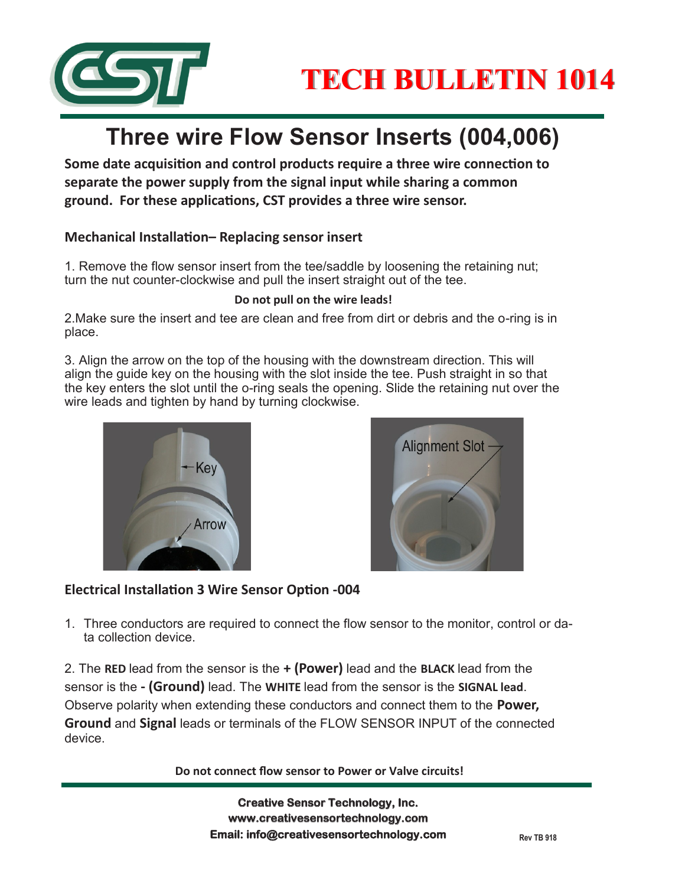# TECH BULLETIN 1014

## Three wire Flow Sensor Inserts (004,006)

**Some date acquisition and control products require a three wire connection to separate the power supply from the signal input while sharing a common ground. For these applications, CST provides a three wire sensor.**

### Mechanical Installation– Replacing sensor insert

1. Remove the flow sensor insert from the tee/saddle by loosening the retaining nut; turn the nut counter-clockwise and pull the insert straight out of the tee.

**Do not pull on the wire leads!**

2. Make sure the insert and tee are clean and free from dirt or debris and the o-ring is in place.

3. Align the arrow on the top of the housing with the downstream direction. This will align the guide key on the housing with the slot inside the tee. Push straight in so that the key enters the slot until the o-ring seals the opening. Slide the retaining nut over the wire leads and tighten by hand by turning clockwise.

Key

Arrow

Alignment Slot

### Electrical Installation 3 Wire Sensor Option -004

1. Three conductors are required to connect the flow sensor to the monitor, control or data collection device.

2. The **RED** lead from the sensor is the **+ (Power)** lead and the **BLACK** lead from the sensor is the **- (Ground)** lead. The **WHITE** lead from the sensor is the **SIGNAL lead**. Observe polarity when extending these conductors and connect them to the **Power, Ground** and **Signal** leads or terminals of the FLOW SENSOR INPUT of the connected device.

**Do not connect flow sensor to Power or Valve circuits!**

**Creative Sensor Technology, Inc.**
**www.creativesensortechnology.com**
**Email: info@creativesensortechnology.com**

Rev TB 918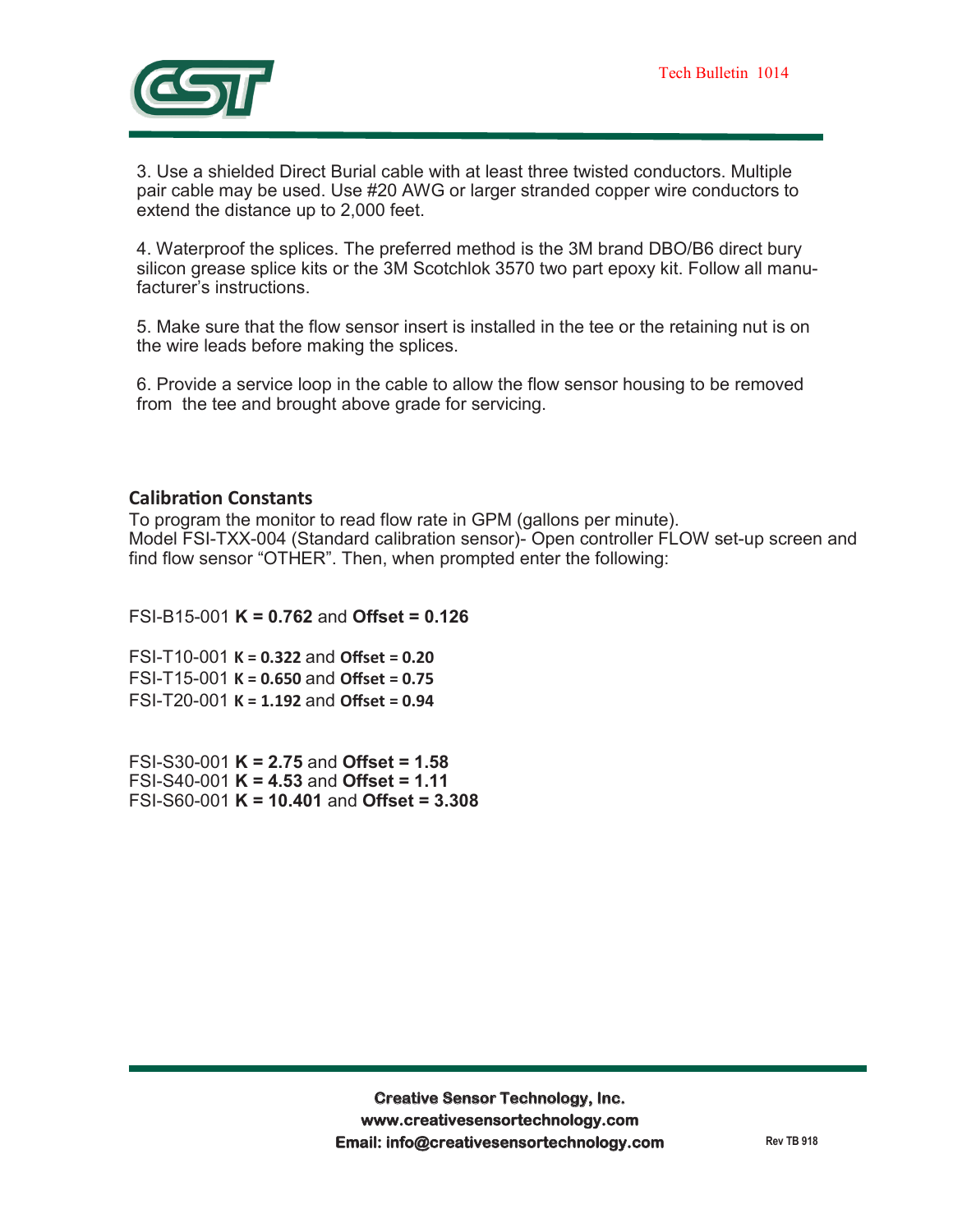3. Use a shielded Direct Burial cable with at least three twisted conductors. Multiple pair cable may be used. Use #20 AWG or larger stranded copper wire conductors to extend the distance up to 2,000 feet.

4. Waterproof the splices. The preferred method is the 3M brand DBO/B6 direct bury silicon grease splice kits or the 3M Scotchlok 3570 two part epoxy kit. Follow all manufacturer's instructions.

5. Make sure that the flow sensor insert is installed in the tee or the retaining nut is on the wire leads before making the splices.

6. Provide a service loop in the cable to allow the flow sensor housing to be removed from the tee and brought above grade for servicing.

## Calibration Constants

To program the monitor to read flow rate in GPM (gallons per minute).
Model FSI-TXX-004 (Standard calibration sensor)- Open controller FLOW set-up screen and find flow sensor "OTHER". Then, when prompted enter the following:

FSI-B15-001 **K = 0.762** and **Offset = 0.126**

FSI-T10-001 **K = 0.322** and **Offset = 0.20**
FSI-T15-001 **K = 0.650** and **Offset = 0.75**
FSI-T20-001 **K = 1.192** and **Offset = 0.94**

FSI-S30-001 **K = 2.75** and **Offset = 1.58**
FSI-S40-001 **K = 4.53** and **Offset = 1.11**
FSI-S60-001 **K = 10.401** and **Offset = 3.308**

**Creative Sensor Technology, Inc.**
**www.creativesensortechnology.com**
**Email: info@creativesensortechnology.com**

Rev TB 918